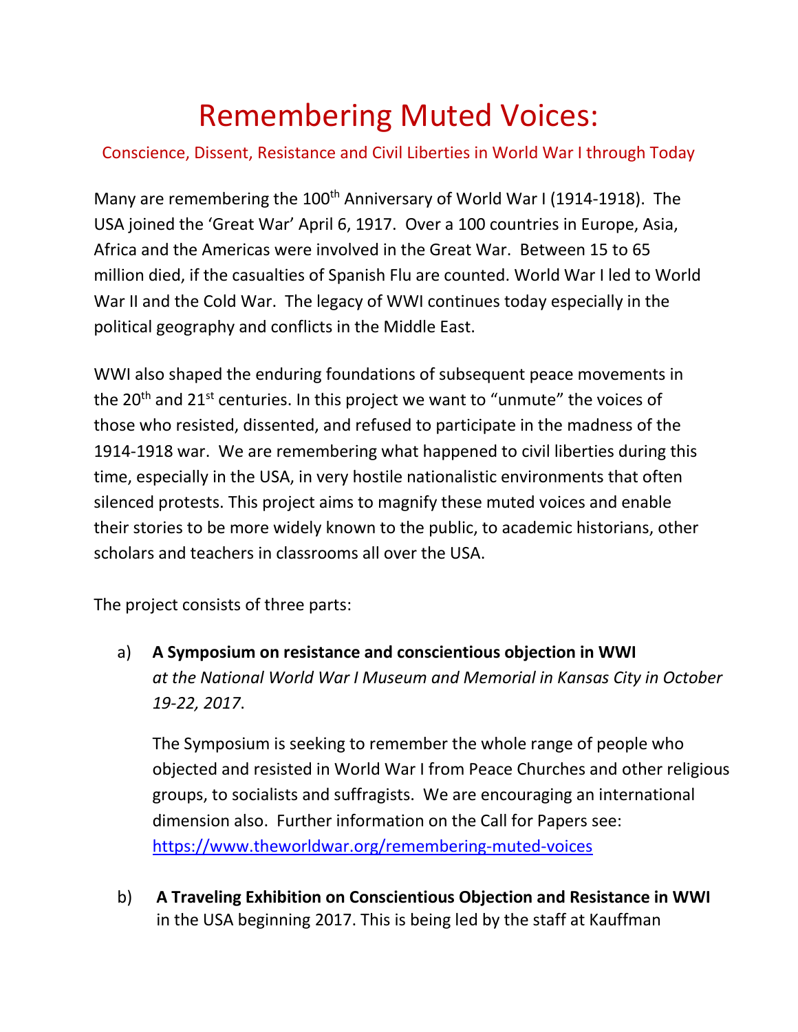# Remembering Muted Voices:

## Conscience, Dissent, Resistance and Civil Liberties in World War I through Today

Many are remembering the 100th Anniversary of World War I (1914-1918). The USA joined the 'Great War' April 6, 1917. Over a 100 countries in Europe, Asia, Africa and the Americas were involved in the Great War. Between 15 to 65 million died, if the casualties of Spanish Flu are counted. World War I led to World War II and the Cold War. The legacy of WWI continues today especially in the political geography and conflicts in the Middle East.

WWI also shaped the enduring foundations of subsequent peace movements in the 20th and 21st centuries. In this project we want to "unmute" the voices of those who resisted, dissented, and refused to participate in the madness of the 1914-1918 war. We are remembering what happened to civil liberties during this time, especially in the USA, in very hostile nationalistic environments that often silenced protests. This project aims to magnify these muted voices and enable their stories to be more widely known to the public, to academic historians, other scholars and teachers in classrooms all over the USA.

The project consists of three parts:

a) **A Symposium on resistance and conscientious objection in WWI** *at the National World War I Museum and Memorial in Kansas City in October 19-22, 2017*.

   The Symposium is seeking to remember the whole range of people who objected and resisted in World War I from Peace Churches and other religious groups, to socialists and suffragists. We are encouraging an international dimension also. Further information on the Call for Papers see: https://www.theworldwar.org/remembering-muted-voices

b) **A Traveling Exhibition on Conscientious Objection and Resistance in WWI** in the USA beginning 2017. This is being led by the staff at Kauffman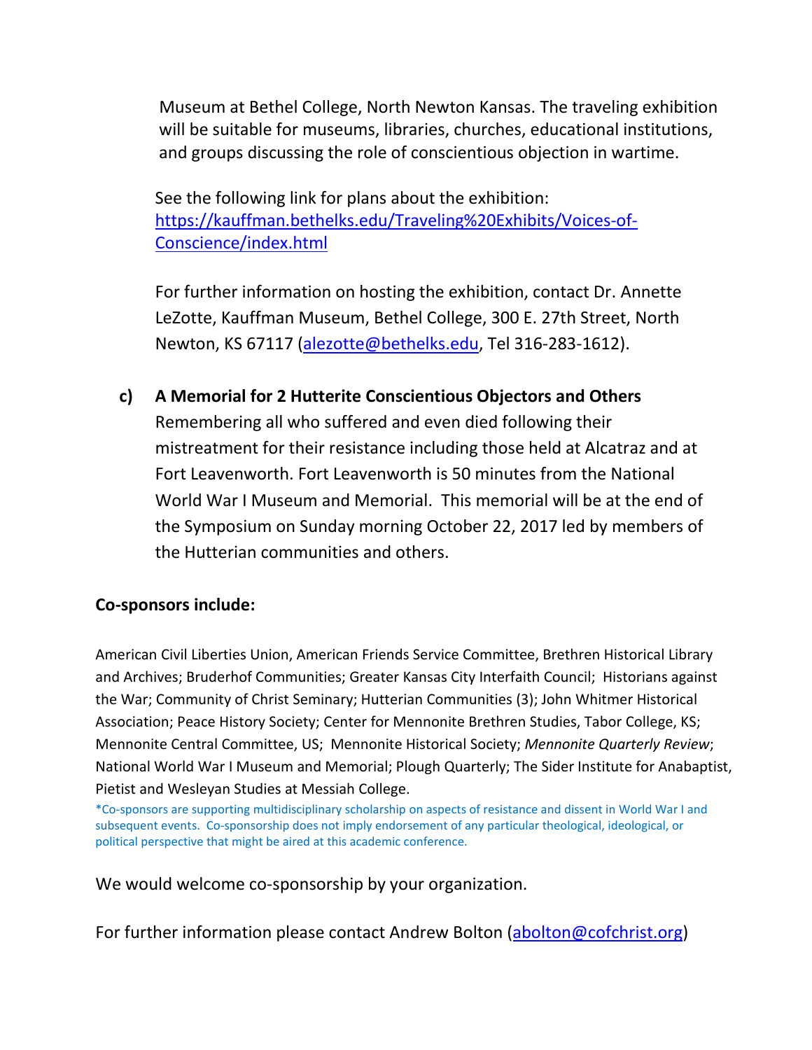Museum at Bethel College, North Newton Kansas. The traveling exhibition will be suitable for museums, libraries, churches, educational institutions, and groups discussing the role of conscientious objection in wartime.

See the following link for plans about the exhibition: [https://kauffman.bethelks.edu/Traveling%20Exhibits/Voices-of-Conscience/index.html](https://kauffman.bethelks.edu/Traveling%20Exhibits/Voices-of-Conscience/index.html)

For further information on hosting the exhibition, contact Dr. Annette LeZotte, Kauffman Museum, Bethel College, 300 E. 27th Street, North Newton, KS 67117 (alezotte@bethelks.edu, Tel 316-283-1612).

**c) A Memorial for 2 Hutterite Conscientious Objectors and Others**
Remembering all who suffered and even died following their mistreatment for their resistance including those held at Alcatraz and at Fort Leavenworth. Fort Leavenworth is 50 minutes from the National World War I Museum and Memorial. This memorial will be at the end of the Symposium on Sunday morning October 22, 2017 led by members of the Hutterian communities and others.

**Co-sponsors include:**

American Civil Liberties Union, American Friends Service Committee, Brethren Historical Library and Archives; Bruderhof Communities; Greater Kansas City Interfaith Council; Historians against the War; Community of Christ Seminary; Hutterian Communities (3); John Whitmer Historical Association; Peace History Society; Center for Mennonite Brethren Studies, Tabor College, KS; Mennonite Central Committee, US; Mennonite Historical Society; *Mennonite Quarterly Review*; National World War I Museum and Memorial; Plough Quarterly; The Sider Institute for Anabaptist, Pietist and Wesleyan Studies at Messiah College.

*Co-sponsors are supporting multidisciplinary scholarship on aspects of resistance and dissent in World War I and subsequent events. Co-sponsorship does not imply endorsement of any particular theological, ideological, or political perspective that might be aired at this academic conference.

We would welcome co-sponsorship by your organization.

For further information please contact Andrew Bolton (abolton@cofchrist.org)